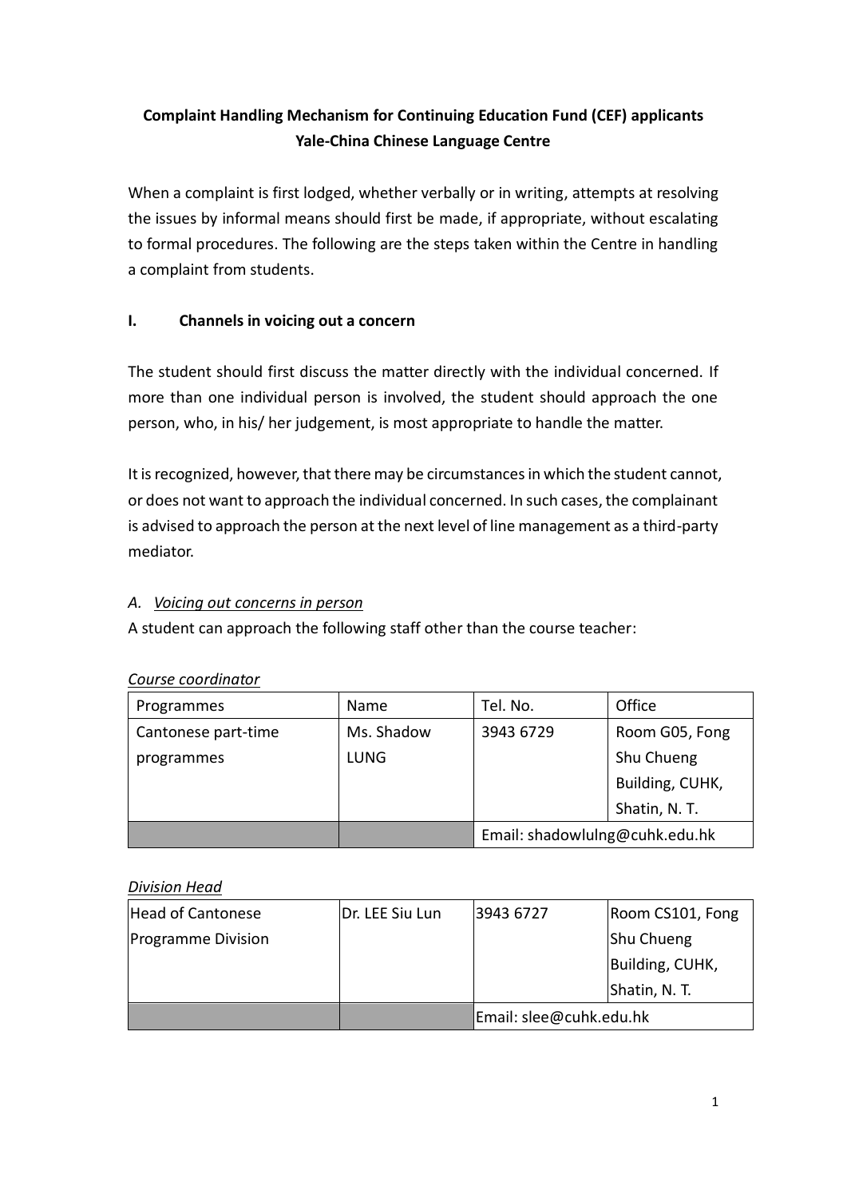**Complaint Handling Mechanism for Continuing Education Fund (CEF) applicants**
**Yale-China Chinese Language Centre**

When a complaint is first lodged, whether verbally or in writing, attempts at resolving the issues by informal means should first be made, if appropriate, without escalating to formal procedures. The following are the steps taken within the Centre in handling a complaint from students.

## I. Channels in voicing out a concern

The student should first discuss the matter directly with the individual concerned. If more than one individual person is involved, the student should approach the one person, who, in his/ her judgement, is most appropriate to handle the matter.

It is recognized, however, that there may be circumstances in which the student cannot, or does not want to approach the individual concerned. In such cases, the complainant is advised to approach the person at the next level of line management as a third-party mediator.

### A. *Voicing out concerns in person*

A student can approach the following staff other than the course teacher:

*Course coordinator*

| Programmes | Name | Tel. No. | Office |
|---|---|---|---|
| Cantonese part-time programmes | Ms. Shadow LUNG | 3943 6729 | Room G05, Fong Shu Chueng Building, CUHK, Shatin, N. T. |
| | | Email: shadowlulng@cuhk.edu.hk | |

*Division Head*

| | | | |
|---|---|---|---|
| Head of Cantonese Programme Division | Dr. LEE Siu Lun | 3943 6727 | Room CS101, Fong Shu Chueng Building, CUHK, Shatin, N. T. |
| | | Email: slee@cuhk.edu.hk | |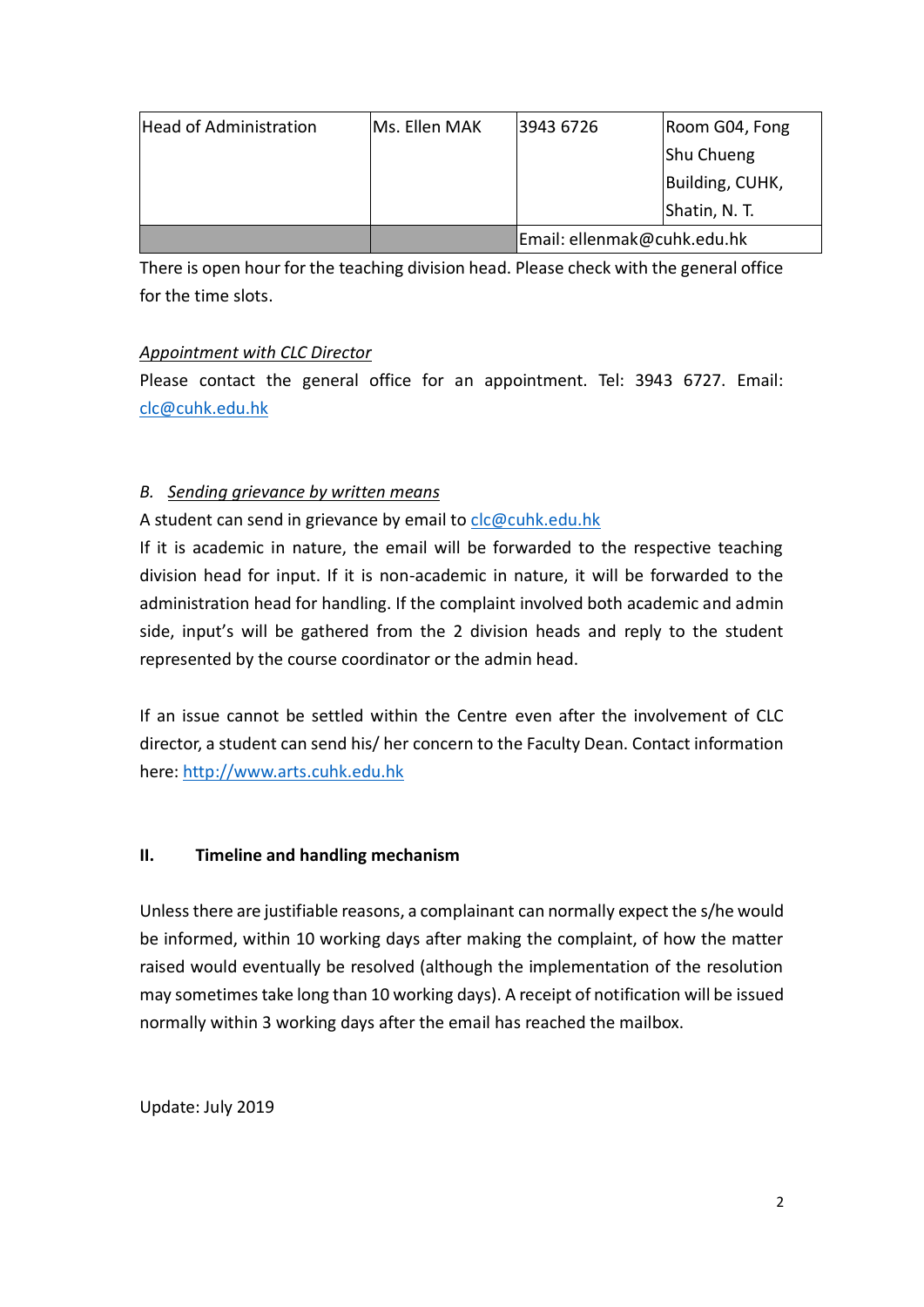| | | | |
|---|---|---|---|
| Head of Administration | Ms. Ellen MAK | 3943 6726 | Room G04, Fong Shu Chueng Building, CUHK, Shatin, N. T. |
| | | Email: ellenmak@cuhk.edu.hk | |

There is open hour for the teaching division head. Please check with the general office for the time slots.

*Appointment with CLC Director*

Please contact the general office for an appointment. Tel: 3943 6727. Email: clc@cuhk.edu.hk

B. *Sending grievance by written means*

A student can send in grievance by email to clc@cuhk.edu.hk

If it is academic in nature, the email will be forwarded to the respective teaching division head for input. If it is non-academic in nature, it will be forwarded to the administration head for handling. If the complaint involved both academic and admin side, input's will be gathered from the 2 division heads and reply to the student represented by the course coordinator or the admin head.

If an issue cannot be settled within the Centre even after the involvement of CLC director, a student can send his/ her concern to the Faculty Dean. Contact information here: http://www.arts.cuhk.edu.hk

## II. Timeline and handling mechanism

Unless there are justifiable reasons, a complainant can normally expect the s/he would be informed, within 10 working days after making the complaint, of how the matter raised would eventually be resolved (although the implementation of the resolution may sometimes take long than 10 working days). A receipt of notification will be issued normally within 3 working days after the email has reached the mailbox.

Update: July 2019